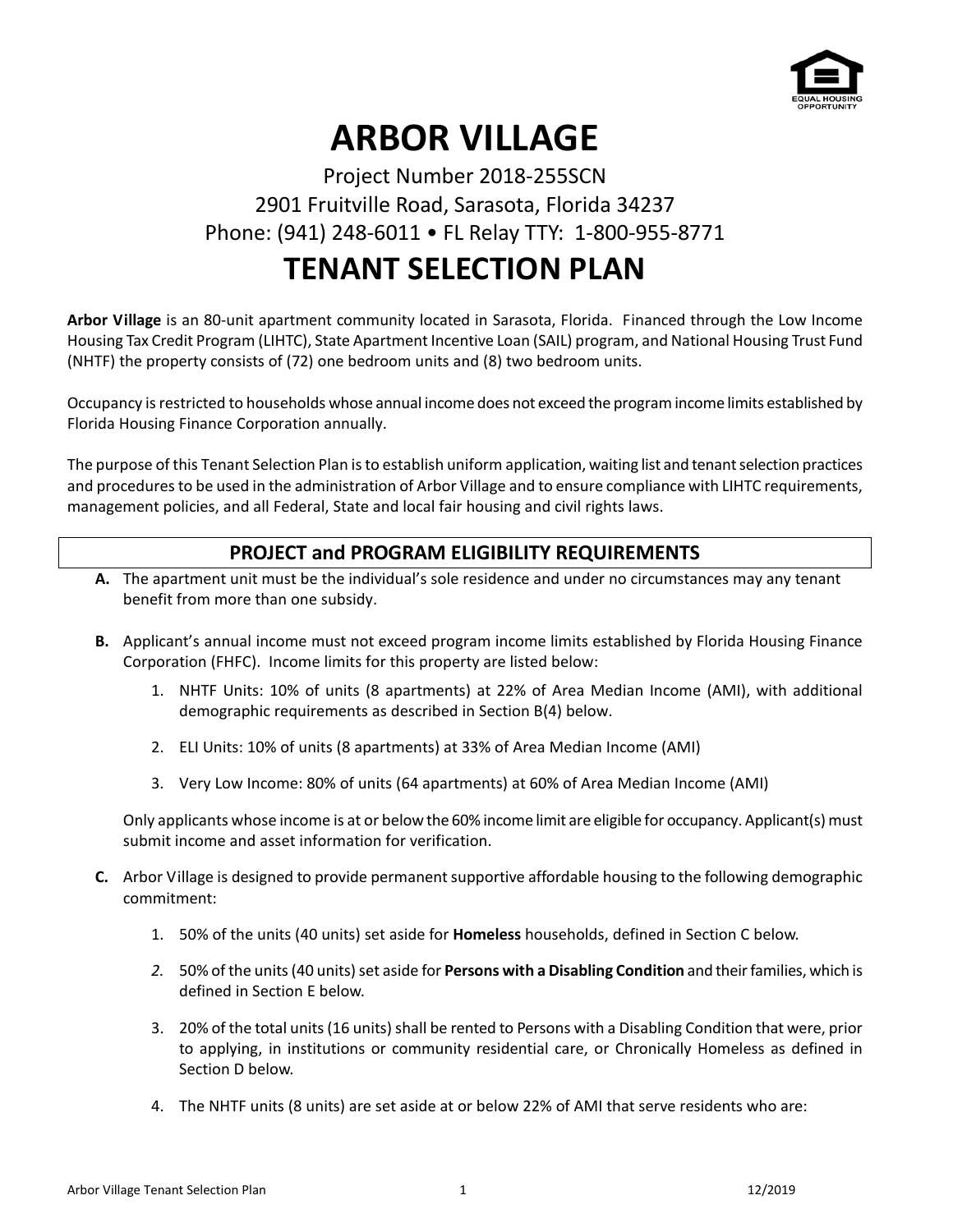# ARBOR VILLAGE

Project Number 2018-255SCN
2901 Fruitville Road, Sarasota, Florida 34237
Phone: (941) 248-6011 • FL Relay TTY: 1-800-955-8771

# TENANT SELECTION PLAN

**Arbor Village** is an 80-unit apartment community located in Sarasota, Florida. Financed through the Low Income Housing Tax Credit Program (LIHTC), State Apartment Incentive Loan (SAIL) program, and National Housing Trust Fund (NHTF) the property consists of (72) one bedroom units and (8) two bedroom units.

Occupancy is restricted to households whose annual income does not exceed the program income limits established by Florida Housing Finance Corporation annually.

The purpose of this Tenant Selection Plan is to establish uniform application, waiting list and tenant selection practices and procedures to be used in the administration of Arbor Village and to ensure compliance with LIHTC requirements, management policies, and all Federal, State and local fair housing and civil rights laws.

## PROJECT and PROGRAM ELIGIBILITY REQUIREMENTS

**A.** The apartment unit must be the individual's sole residence and under no circumstances may any tenant benefit from more than one subsidy.

**B.** Applicant's annual income must not exceed program income limits established by Florida Housing Finance Corporation (FHFC). Income limits for this property are listed below:

1. NHTF Units: 10% of units (8 apartments) at 22% of Area Median Income (AMI), with additional demographic requirements as described in Section B(4) below.
2. ELI Units: 10% of units (8 apartments) at 33% of Area Median Income (AMI)
3. Very Low Income: 80% of units (64 apartments) at 60% of Area Median Income (AMI)

Only applicants whose income is at or below the 60% income limit are eligible for occupancy. Applicant(s) must submit income and asset information for verification.

**C.** Arbor Village is designed to provide permanent supportive affordable housing to the following demographic commitment:

1. 50% of the units (40 units) set aside for **Homeless** households, defined in Section C below.
2. 50% of the units (40 units) set aside for **Persons with a Disabling Condition** and their families, which is defined in Section E below.
3. 20% of the total units (16 units) shall be rented to Persons with a Disabling Condition that were, prior to applying, in institutions or community residential care, or Chronically Homeless as defined in Section D below.
4. The NHTF units (8 units) are set aside at or below 22% of AMI that serve residents who are: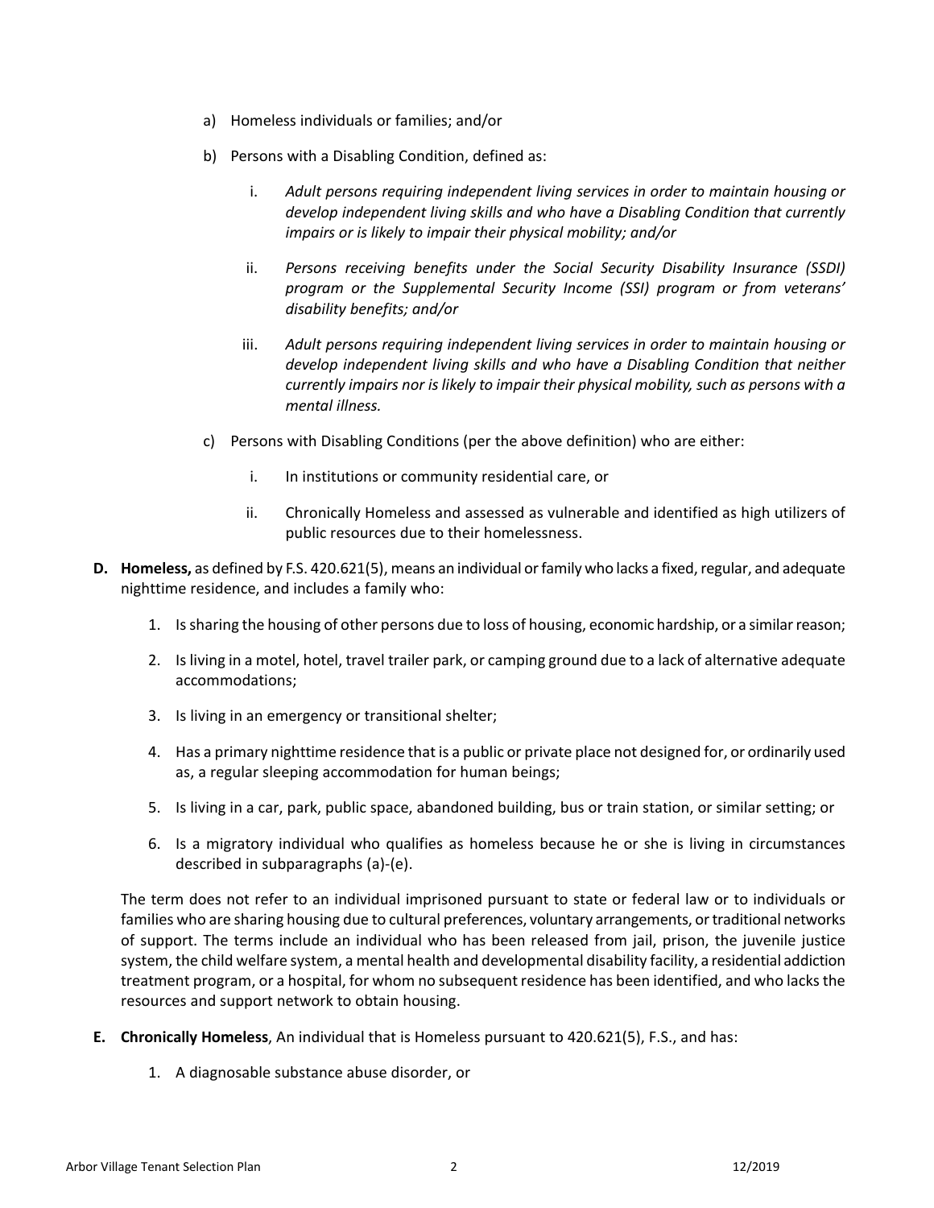a) Homeless individuals or families; and/or

b) Persons with a Disabling Condition, defined as:

   i. *Adult persons requiring independent living services in order to maintain housing or develop independent living skills and who have a Disabling Condition that currently impairs or is likely to impair their physical mobility; and/or*

   ii. *Persons receiving benefits under the Social Security Disability Insurance (SSDI) program or the Supplemental Security Income (SSI) program or from veterans' disability benefits; and/or*

   iii. *Adult persons requiring independent living services in order to maintain housing or develop independent living skills and who have a Disabling Condition that neither currently impairs nor is likely to impair their physical mobility, such as persons with a mental illness.*

c) Persons with Disabling Conditions (per the above definition) who are either:

   i. In institutions or community residential care, or

   ii. Chronically Homeless and assessed as vulnerable and identified as high utilizers of public resources due to their homelessness.

**D. Homeless,** as defined by F.S. 420.621(5), means an individual or family who lacks a fixed, regular, and adequate nighttime residence, and includes a family who:

1. Is sharing the housing of other persons due to loss of housing, economic hardship, or a similar reason;
2. Is living in a motel, hotel, travel trailer park, or camping ground due to a lack of alternative adequate accommodations;
3. Is living in an emergency or transitional shelter;
4. Has a primary nighttime residence that is a public or private place not designed for, or ordinarily used as, a regular sleeping accommodation for human beings;
5. Is living in a car, park, public space, abandoned building, bus or train station, or similar setting; or
6. Is a migratory individual who qualifies as homeless because he or she is living in circumstances described in subparagraphs (a)-(e).

The term does not refer to an individual imprisoned pursuant to state or federal law or to individuals or families who are sharing housing due to cultural preferences, voluntary arrangements, or traditional networks of support. The terms include an individual who has been released from jail, prison, the juvenile justice system, the child welfare system, a mental health and developmental disability facility, a residential addiction treatment program, or a hospital, for whom no subsequent residence has been identified, and who lacks the resources and support network to obtain housing.

**E. Chronically Homeless**, An individual that is Homeless pursuant to 420.621(5), F.S., and has:

1. A diagnosable substance abuse disorder, or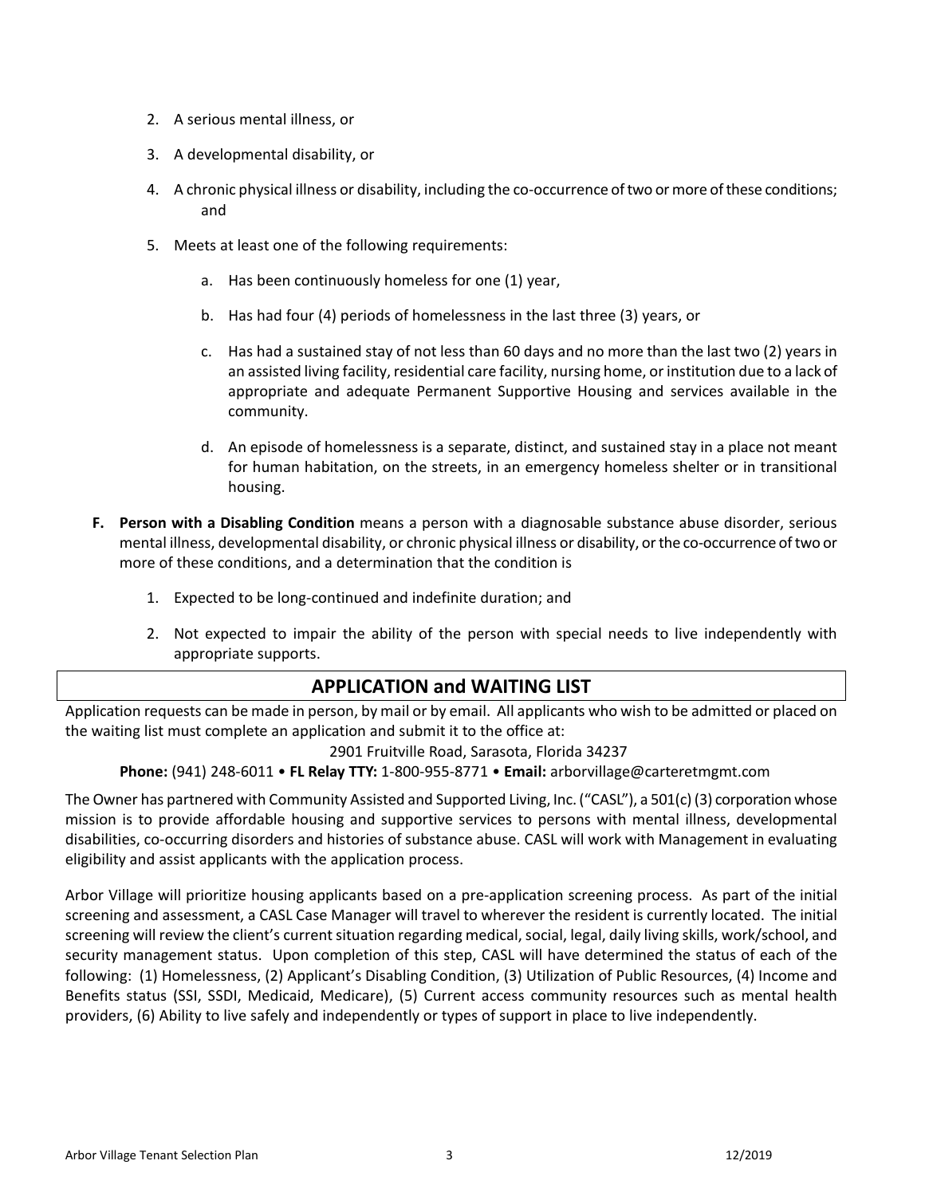2. A serious mental illness, or
3. A developmental disability, or
4. A chronic physical illness or disability, including the co-occurrence of two or more of these conditions; and
5. Meets at least one of the following requirements:
    a. Has been continuously homeless for one (1) year,
    b. Has had four (4) periods of homelessness in the last three (3) years, or
    c. Has had a sustained stay of not less than 60 days and no more than the last two (2) years in an assisted living facility, residential care facility, nursing home, or institution due to a lack of appropriate and adequate Permanent Supportive Housing and services available in the community.
    d. An episode of homelessness is a separate, distinct, and sustained stay in a place not meant for human habitation, on the streets, in an emergency homeless shelter or in transitional housing.

**F. Person with a Disabling Condition** means a person with a diagnosable substance abuse disorder, serious mental illness, developmental disability, or chronic physical illness or disability, or the co-occurrence of two or more of these conditions, and a determination that the condition is

1. Expected to be long-continued and indefinite duration; and
2. Not expected to impair the ability of the person with special needs to live independently with appropriate supports.

## APPLICATION and WAITING LIST

Application requests can be made in person, by mail or by email. All applicants who wish to be admitted or placed on the waiting list must complete an application and submit it to the office at:

2901 Fruitville Road, Sarasota, Florida 34237

**Phone:** (941) 248-6011 • **FL Relay TTY:** 1-800-955-8771 • **Email:** arborvillage@carteretmgmt.com

The Owner has partnered with Community Assisted and Supported Living, Inc. ("CASL"), a 501(c) (3) corporation whose mission is to provide affordable housing and supportive services to persons with mental illness, developmental disabilities, co-occurring disorders and histories of substance abuse. CASL will work with Management in evaluating eligibility and assist applicants with the application process.

Arbor Village will prioritize housing applicants based on a pre-application screening process. As part of the initial screening and assessment, a CASL Case Manager will travel to wherever the resident is currently located. The initial screening will review the client's current situation regarding medical, social, legal, daily living skills, work/school, and security management status. Upon completion of this step, CASL will have determined the status of each of the following: (1) Homelessness, (2) Applicant's Disabling Condition, (3) Utilization of Public Resources, (4) Income and Benefits status (SSI, SSDI, Medicaid, Medicare), (5) Current access community resources such as mental health providers, (6) Ability to live safely and independently or types of support in place to live independently.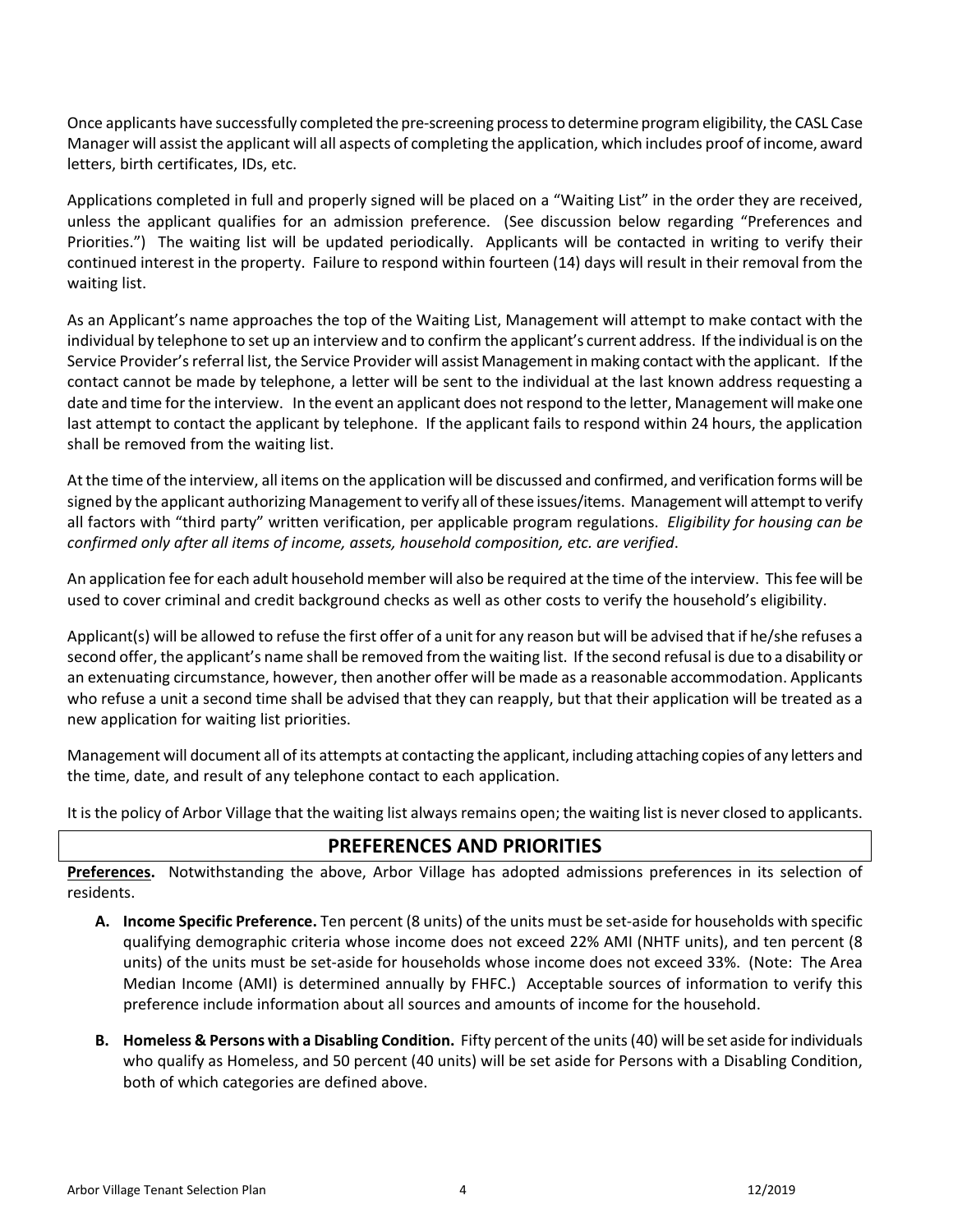Once applicants have successfully completed the pre-screening process to determine program eligibility, the CASL Case Manager will assist the applicant will all aspects of completing the application, which includes proof of income, award letters, birth certificates, IDs, etc.

Applications completed in full and properly signed will be placed on a "Waiting List" in the order they are received, unless the applicant qualifies for an admission preference. (See discussion below regarding "Preferences and Priorities.") The waiting list will be updated periodically. Applicants will be contacted in writing to verify their continued interest in the property. Failure to respond within fourteen (14) days will result in their removal from the waiting list.

As an Applicant's name approaches the top of the Waiting List, Management will attempt to make contact with the individual by telephone to set up an interview and to confirm the applicant's current address. If the individual is on the Service Provider's referral list, the Service Provider will assist Management in making contact with the applicant. If the contact cannot be made by telephone, a letter will be sent to the individual at the last known address requesting a date and time for the interview. In the event an applicant does not respond to the letter, Management will make one last attempt to contact the applicant by telephone. If the applicant fails to respond within 24 hours, the application shall be removed from the waiting list.

At the time of the interview, all items on the application will be discussed and confirmed, and verification forms will be signed by the applicant authorizing Management to verify all of these issues/items. Management will attempt to verify all factors with "third party" written verification, per applicable program regulations. *Eligibility for housing can be confirmed only after all items of income, assets, household composition, etc. are verified*.

An application fee for each adult household member will also be required at the time of the interview. This fee will be used to cover criminal and credit background checks as well as other costs to verify the household's eligibility.

Applicant(s) will be allowed to refuse the first offer of a unit for any reason but will be advised that if he/she refuses a second offer, the applicant's name shall be removed from the waiting list. If the second refusal is due to a disability or an extenuating circumstance, however, then another offer will be made as a reasonable accommodation. Applicants who refuse a unit a second time shall be advised that they can reapply, but that their application will be treated as a new application for waiting list priorities.

Management will document all of its attempts at contacting the applicant, including attaching copies of any letters and the time, date, and result of any telephone contact to each application.

It is the policy of Arbor Village that the waiting list always remains open; the waiting list is never closed to applicants.

## PREFERENCES AND PRIORITIES

**Preferences.** Notwithstanding the above, Arbor Village has adopted admissions preferences in its selection of residents.

- **A. Income Specific Preference.** Ten percent (8 units) of the units must be set-aside for households with specific qualifying demographic criteria whose income does not exceed 22% AMI (NHTF units), and ten percent (8 units) of the units must be set-aside for households whose income does not exceed 33%. (Note: The Area Median Income (AMI) is determined annually by FHFC.) Acceptable sources of information to verify this preference include information about all sources and amounts of income for the household.

- **B. Homeless & Persons with a Disabling Condition.** Fifty percent of the units (40) will be set aside for individuals who qualify as Homeless, and 50 percent (40 units) will be set aside for Persons with a Disabling Condition, both of which categories are defined above.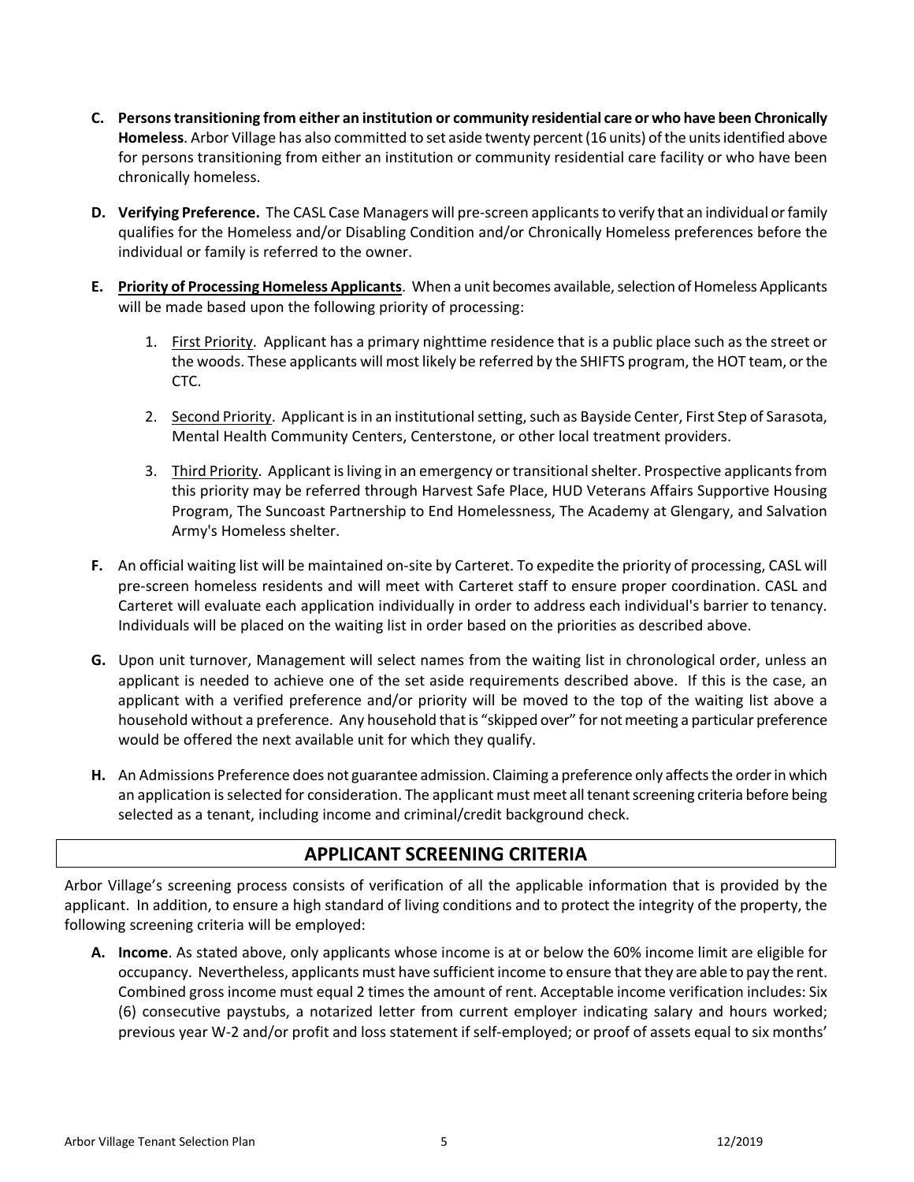**C. Persons transitioning from either an institution or community residential care or who have been Chronically Homeless**. Arbor Village has also committed to set aside twenty percent (16 units) of the units identified above for persons transitioning from either an institution or community residential care facility or who have been chronically homeless.

**D. Verifying Preference.** The CASL Case Managers will pre-screen applicants to verify that an individual or family qualifies for the Homeless and/or Disabling Condition and/or Chronically Homeless preferences before the individual or family is referred to the owner.

**E. <u>Priority of Processing Homeless Applicants</u>**. When a unit becomes available, selection of Homeless Applicants will be made based upon the following priority of processing:

1. <u>First Priority</u>. Applicant has a primary nighttime residence that is a public place such as the street or the woods. These applicants will most likely be referred by the SHIFTS program, the HOT team, or the CTC.

2. <u>Second Priority</u>. Applicant is in an institutional setting, such as Bayside Center, First Step of Sarasota, Mental Health Community Centers, Centerstone, or other local treatment providers.

3. <u>Third Priority</u>. Applicant is living in an emergency or transitional shelter. Prospective applicants from this priority may be referred through Harvest Safe Place, HUD Veterans Affairs Supportive Housing Program, The Suncoast Partnership to End Homelessness, The Academy at Glengary, and Salvation Army's Homeless shelter.

**F.** An official waiting list will be maintained on-site by Carteret. To expedite the priority of processing, CASL will pre-screen homeless residents and will meet with Carteret staff to ensure proper coordination. CASL and Carteret will evaluate each application individually in order to address each individual's barrier to tenancy. Individuals will be placed on the waiting list in order based on the priorities as described above.

**G.** Upon unit turnover, Management will select names from the waiting list in chronological order, unless an applicant is needed to achieve one of the set aside requirements described above. If this is the case, an applicant with a verified preference and/or priority will be moved to the top of the waiting list above a household without a preference. Any household that is "skipped over" for not meeting a particular preference would be offered the next available unit for which they qualify.

**H.** An Admissions Preference does not guarantee admission. Claiming a preference only affects the order in which an application is selected for consideration. The applicant must meet all tenant screening criteria before being selected as a tenant, including income and criminal/credit background check.

## APPLICANT SCREENING CRITERIA

Arbor Village's screening process consists of verification of all the applicable information that is provided by the applicant. In addition, to ensure a high standard of living conditions and to protect the integrity of the property, the following screening criteria will be employed:

**A. Income**. As stated above, only applicants whose income is at or below the 60% income limit are eligible for occupancy. Nevertheless, applicants must have sufficient income to ensure that they are able to pay the rent. Combined gross income must equal 2 times the amount of rent. Acceptable income verification includes: Six (6) consecutive paystubs, a notarized letter from current employer indicating salary and hours worked; previous year W-2 and/or profit and loss statement if self-employed; or proof of assets equal to six months'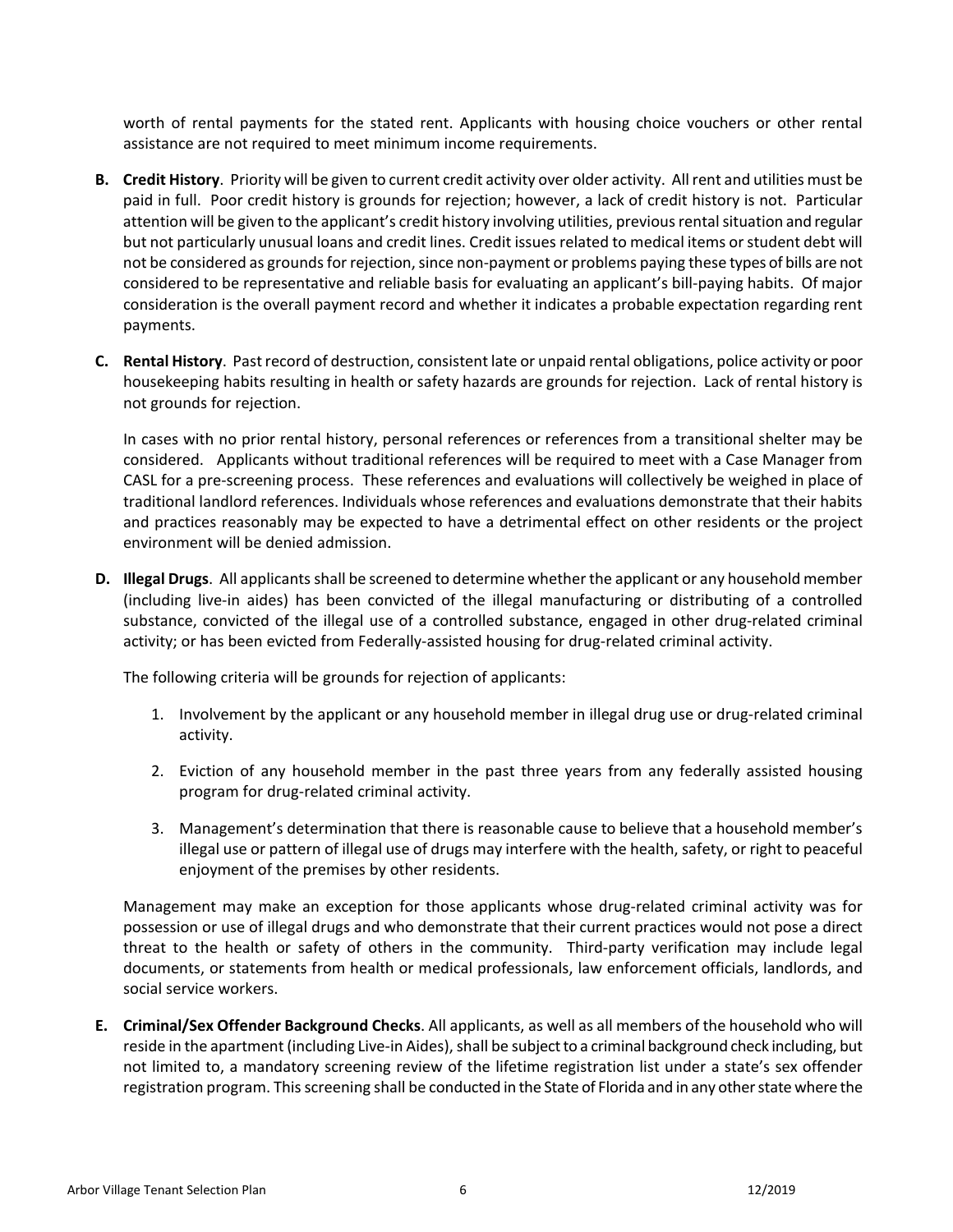worth of rental payments for the stated rent. Applicants with housing choice vouchers or other rental assistance are not required to meet minimum income requirements.

**B. Credit History**. Priority will be given to current credit activity over older activity. All rent and utilities must be paid in full. Poor credit history is grounds for rejection; however, a lack of credit history is not. Particular attention will be given to the applicant's credit history involving utilities, previous rental situation and regular but not particularly unusual loans and credit lines. Credit issues related to medical items or student debt will not be considered as grounds for rejection, since non-payment or problems paying these types of bills are not considered to be representative and reliable basis for evaluating an applicant's bill-paying habits. Of major consideration is the overall payment record and whether it indicates a probable expectation regarding rent payments.

**C. Rental History**. Past record of destruction, consistent late or unpaid rental obligations, police activity or poor housekeeping habits resulting in health or safety hazards are grounds for rejection. Lack of rental history is not grounds for rejection.

In cases with no prior rental history, personal references or references from a transitional shelter may be considered. Applicants without traditional references will be required to meet with a Case Manager from CASL for a pre-screening process. These references and evaluations will collectively be weighed in place of traditional landlord references. Individuals whose references and evaluations demonstrate that their habits and practices reasonably may be expected to have a detrimental effect on other residents or the project environment will be denied admission.

**D. Illegal Drugs**. All applicants shall be screened to determine whether the applicant or any household member (including live-in aides) has been convicted of the illegal manufacturing or distributing of a controlled substance, convicted of the illegal use of a controlled substance, engaged in other drug-related criminal activity; or has been evicted from Federally-assisted housing for drug-related criminal activity.

The following criteria will be grounds for rejection of applicants:

1. Involvement by the applicant or any household member in illegal drug use or drug-related criminal activity.
2. Eviction of any household member in the past three years from any federally assisted housing program for drug-related criminal activity.
3. Management's determination that there is reasonable cause to believe that a household member's illegal use or pattern of illegal use of drugs may interfere with the health, safety, or right to peaceful enjoyment of the premises by other residents.

Management may make an exception for those applicants whose drug-related criminal activity was for possession or use of illegal drugs and who demonstrate that their current practices would not pose a direct threat to the health or safety of others in the community. Third-party verification may include legal documents, or statements from health or medical professionals, law enforcement officials, landlords, and social service workers.

**E. Criminal/Sex Offender Background Checks**. All applicants, as well as all members of the household who will reside in the apartment (including Live-in Aides), shall be subject to a criminal background check including, but not limited to, a mandatory screening review of the lifetime registration list under a state's sex offender registration program. This screening shall be conducted in the State of Florida and in any other state where the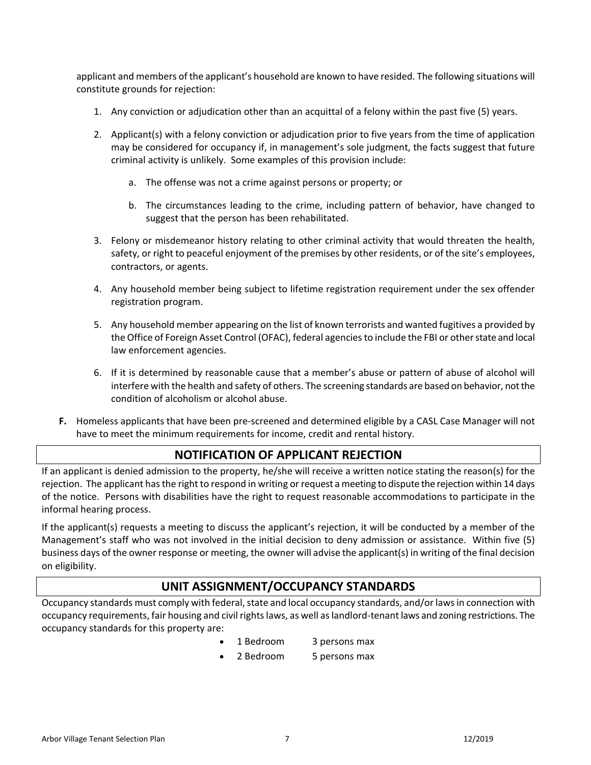applicant and members of the applicant's household are known to have resided. The following situations will constitute grounds for rejection:

1. Any conviction or adjudication other than an acquittal of a felony within the past five (5) years.

2. Applicant(s) with a felony conviction or adjudication prior to five years from the time of application may be considered for occupancy if, in management's sole judgment, the facts suggest that future criminal activity is unlikely. Some examples of this provision include:

   a. The offense was not a crime against persons or property; or

   b. The circumstances leading to the crime, including pattern of behavior, have changed to suggest that the person has been rehabilitated.

3. Felony or misdemeanor history relating to other criminal activity that would threaten the health, safety, or right to peaceful enjoyment of the premises by other residents, or of the site's employees, contractors, or agents.

4. Any household member being subject to lifetime registration requirement under the sex offender registration program.

5. Any household member appearing on the list of known terrorists and wanted fugitives a provided by the Office of Foreign Asset Control (OFAC), federal agencies to include the FBI or other state and local law enforcement agencies.

6. If it is determined by reasonable cause that a member's abuse or pattern of abuse of alcohol will interfere with the health and safety of others. The screening standards are based on behavior, not the condition of alcoholism or alcohol abuse.

**F.** Homeless applicants that have been pre-screened and determined eligible by a CASL Case Manager will not have to meet the minimum requirements for income, credit and rental history.

## NOTIFICATION OF APPLICANT REJECTION

If an applicant is denied admission to the property, he/she will receive a written notice stating the reason(s) for the rejection. The applicant has the right to respond in writing or request a meeting to dispute the rejection within 14 days of the notice. Persons with disabilities have the right to request reasonable accommodations to participate in the informal hearing process.

If the applicant(s) requests a meeting to discuss the applicant's rejection, it will be conducted by a member of the Management's staff who was not involved in the initial decision to deny admission or assistance. Within five (5) business days of the owner response or meeting, the owner will advise the applicant(s) in writing of the final decision on eligibility.

## UNIT ASSIGNMENT/OCCUPANCY STANDARDS

Occupancy standards must comply with federal, state and local occupancy standards, and/or laws in connection with occupancy requirements, fair housing and civil rights laws, as well as landlord-tenant laws and zoning restrictions. The occupancy standards for this property are:

- 1 Bedroom 3 persons max
- 2 Bedroom 5 persons max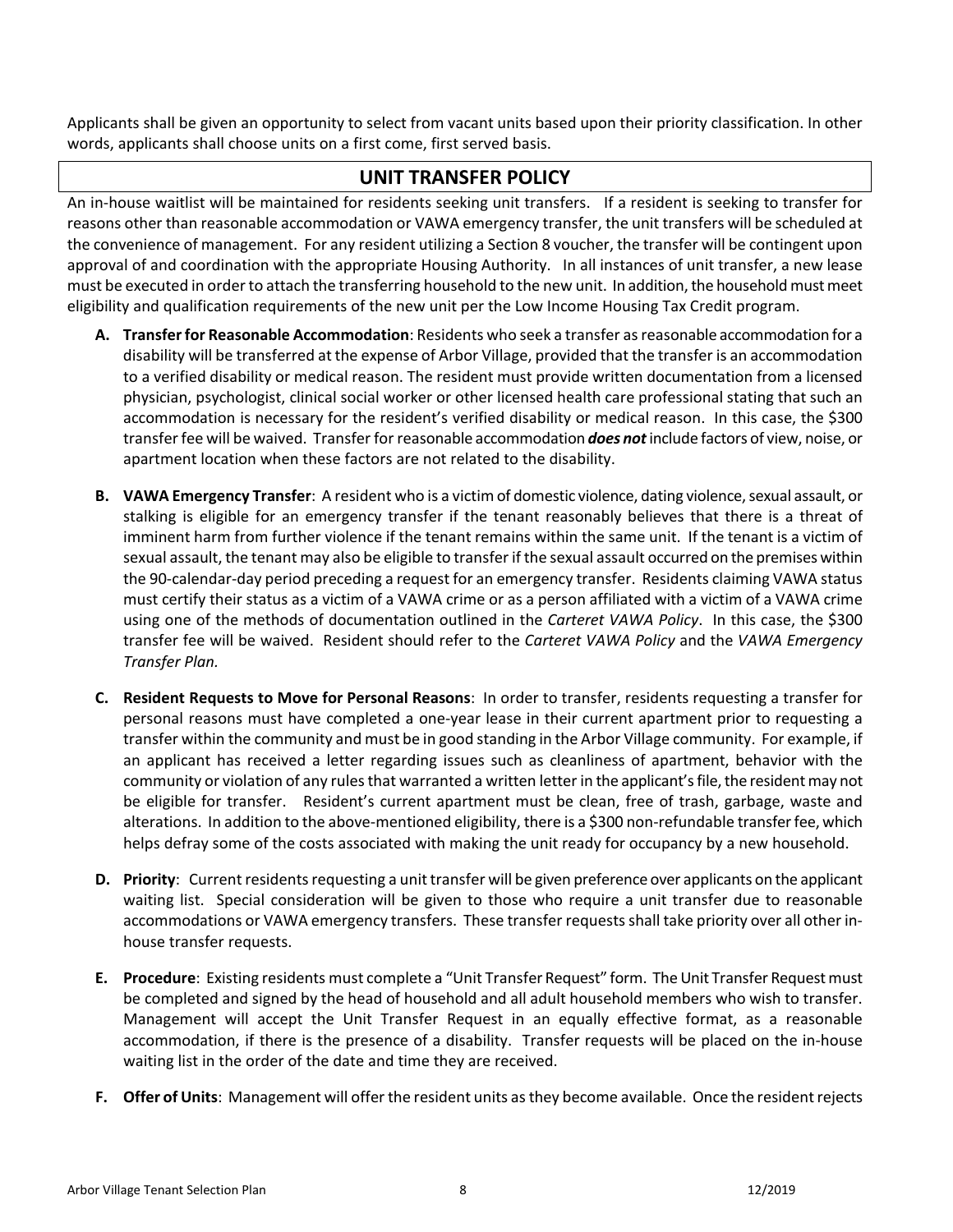Applicants shall be given an opportunity to select from vacant units based upon their priority classification. In other words, applicants shall choose units on a first come, first served basis.

## UNIT TRANSFER POLICY

An in-house waitlist will be maintained for residents seeking unit transfers. If a resident is seeking to transfer for reasons other than reasonable accommodation or VAWA emergency transfer, the unit transfers will be scheduled at the convenience of management. For any resident utilizing a Section 8 voucher, the transfer will be contingent upon approval of and coordination with the appropriate Housing Authority. In all instances of unit transfer, a new lease must be executed in order to attach the transferring household to the new unit. In addition, the household must meet eligibility and qualification requirements of the new unit per the Low Income Housing Tax Credit program.

**A. Transfer for Reasonable Accommodation**: Residents who seek a transfer as reasonable accommodation for a disability will be transferred at the expense of Arbor Village, provided that the transfer is an accommodation to a verified disability or medical reason. The resident must provide written documentation from a licensed physician, psychologist, clinical social worker or other licensed health care professional stating that such an accommodation is necessary for the resident's verified disability or medical reason. In this case, the $300 transfer fee will be waived. Transfer for reasonable accommodation ***does not*** include factors of view, noise, or apartment location when these factors are not related to the disability.

**B. VAWA Emergency Transfer**: A resident who is a victim of domestic violence, dating violence, sexual assault, or stalking is eligible for an emergency transfer if the tenant reasonably believes that there is a threat of imminent harm from further violence if the tenant remains within the same unit. If the tenant is a victim of sexual assault, the tenant may also be eligible to transfer if the sexual assault occurred on the premises within the 90-calendar-day period preceding a request for an emergency transfer. Residents claiming VAWA status must certify their status as a victim of a VAWA crime or as a person affiliated with a victim of a VAWA crime using one of the methods of documentation outlined in the *Carteret VAWA Policy*. In this case, the $300 transfer fee will be waived. Resident should refer to the *Carteret VAWA Policy* and the *VAWA Emergency Transfer Plan.*

**C. Resident Requests to Move for Personal Reasons**: In order to transfer, residents requesting a transfer for personal reasons must have completed a one-year lease in their current apartment prior to requesting a transfer within the community and must be in good standing in the Arbor Village community. For example, if an applicant has received a letter regarding issues such as cleanliness of apartment, behavior with the community or violation of any rules that warranted a written letter in the applicant's file, the resident may not be eligible for transfer. Resident's current apartment must be clean, free of trash, garbage, waste and alterations. In addition to the above-mentioned eligibility, there is a $300 non-refundable transfer fee, which helps defray some of the costs associated with making the unit ready for occupancy by a new household.

**D. Priority**: Current residents requesting a unit transfer will be given preference over applicants on the applicant waiting list. Special consideration will be given to those who require a unit transfer due to reasonable accommodations or VAWA emergency transfers. These transfer requests shall take priority over all other in-house transfer requests.

**E. Procedure**: Existing residents must complete a "Unit Transfer Request" form. The Unit Transfer Request must be completed and signed by the head of household and all adult household members who wish to transfer. Management will accept the Unit Transfer Request in an equally effective format, as a reasonable accommodation, if there is the presence of a disability. Transfer requests will be placed on the in-house waiting list in the order of the date and time they are received.

**F. Offer of Units**: Management will offer the resident units as they become available. Once the resident rejects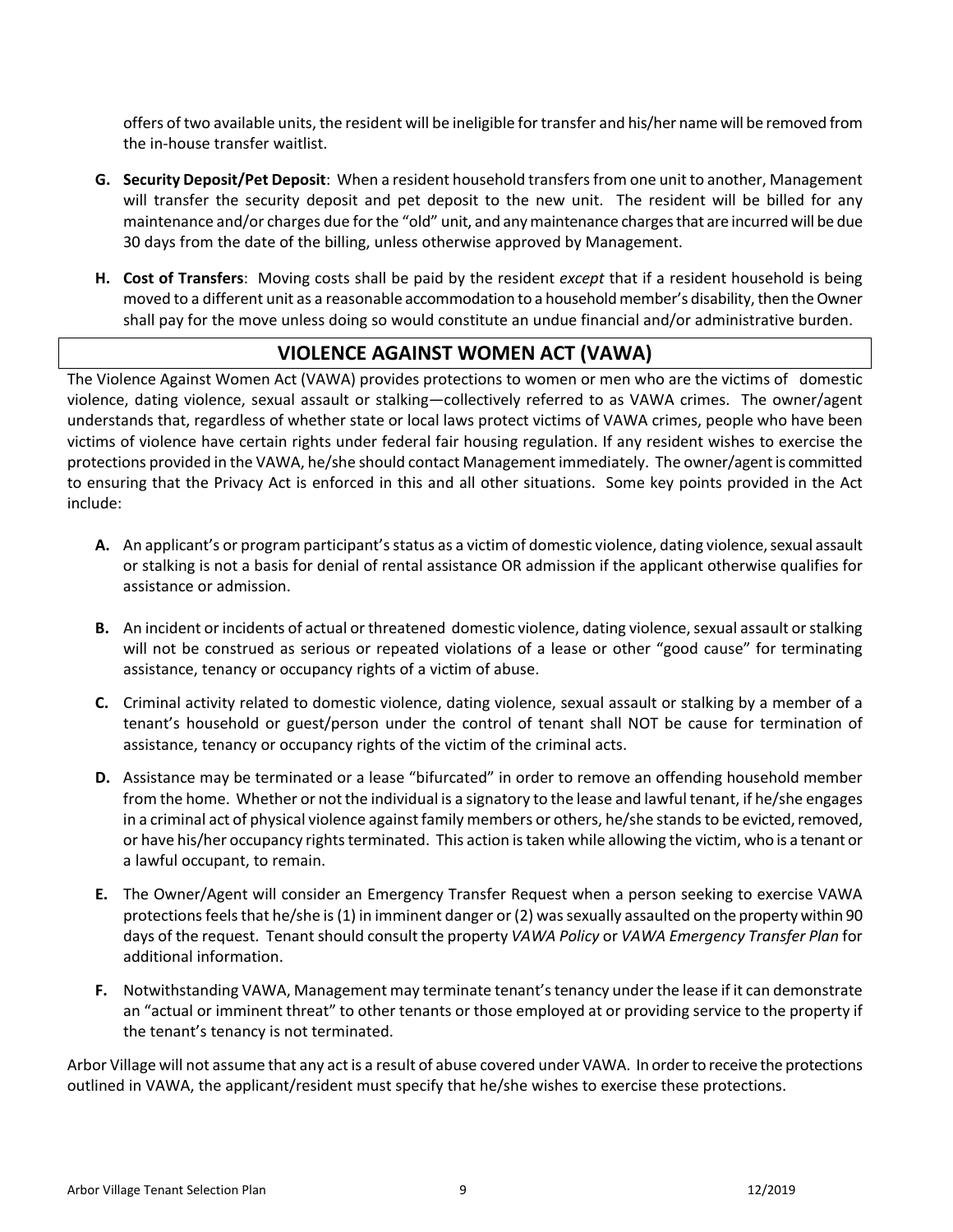offers of two available units, the resident will be ineligible for transfer and his/her name will be removed from the in-house transfer waitlist.

**G. Security Deposit/Pet Deposit**: When a resident household transfers from one unit to another, Management will transfer the security deposit and pet deposit to the new unit. The resident will be billed for any maintenance and/or charges due for the "old" unit, and any maintenance charges that are incurred will be due 30 days from the date of the billing, unless otherwise approved by Management.

**H. Cost of Transfers**: Moving costs shall be paid by the resident *except* that if a resident household is being moved to a different unit as a reasonable accommodation to a household member's disability, then the Owner shall pay for the move unless doing so would constitute an undue financial and/or administrative burden.

## VIOLENCE AGAINST WOMEN ACT (VAWA)

The Violence Against Women Act (VAWA) provides protections to women or men who are the victims of domestic violence, dating violence, sexual assault or stalking—collectively referred to as VAWA crimes. The owner/agent understands that, regardless of whether state or local laws protect victims of VAWA crimes, people who have been victims of violence have certain rights under federal fair housing regulation. If any resident wishes to exercise the protections provided in the VAWA, he/she should contact Management immediately. The owner/agent is committed to ensuring that the Privacy Act is enforced in this and all other situations. Some key points provided in the Act include:

**A.** An applicant's or program participant's status as a victim of domestic violence, dating violence, sexual assault or stalking is not a basis for denial of rental assistance OR admission if the applicant otherwise qualifies for assistance or admission.

**B.** An incident or incidents of actual or threatened domestic violence, dating violence, sexual assault or stalking will not be construed as serious or repeated violations of a lease or other "good cause" for terminating assistance, tenancy or occupancy rights of a victim of abuse.

**C.** Criminal activity related to domestic violence, dating violence, sexual assault or stalking by a member of a tenant's household or guest/person under the control of tenant shall NOT be cause for termination of assistance, tenancy or occupancy rights of the victim of the criminal acts.

**D.** Assistance may be terminated or a lease "bifurcated" in order to remove an offending household member from the home. Whether or not the individual is a signatory to the lease and lawful tenant, if he/she engages in a criminal act of physical violence against family members or others, he/she stands to be evicted, removed, or have his/her occupancy rights terminated. This action is taken while allowing the victim, who is a tenant or a lawful occupant, to remain.

**E.** The Owner/Agent will consider an Emergency Transfer Request when a person seeking to exercise VAWA protections feels that he/she is (1) in imminent danger or (2) was sexually assaulted on the property within 90 days of the request. Tenant should consult the property *VAWA Policy* or *VAWA Emergency Transfer Plan* for additional information.

**F.** Notwithstanding VAWA, Management may terminate tenant's tenancy under the lease if it can demonstrate an "actual or imminent threat" to other tenants or those employed at or providing service to the property if the tenant's tenancy is not terminated.

Arbor Village will not assume that any act is a result of abuse covered under VAWA. In order to receive the protections outlined in VAWA, the applicant/resident must specify that he/she wishes to exercise these protections.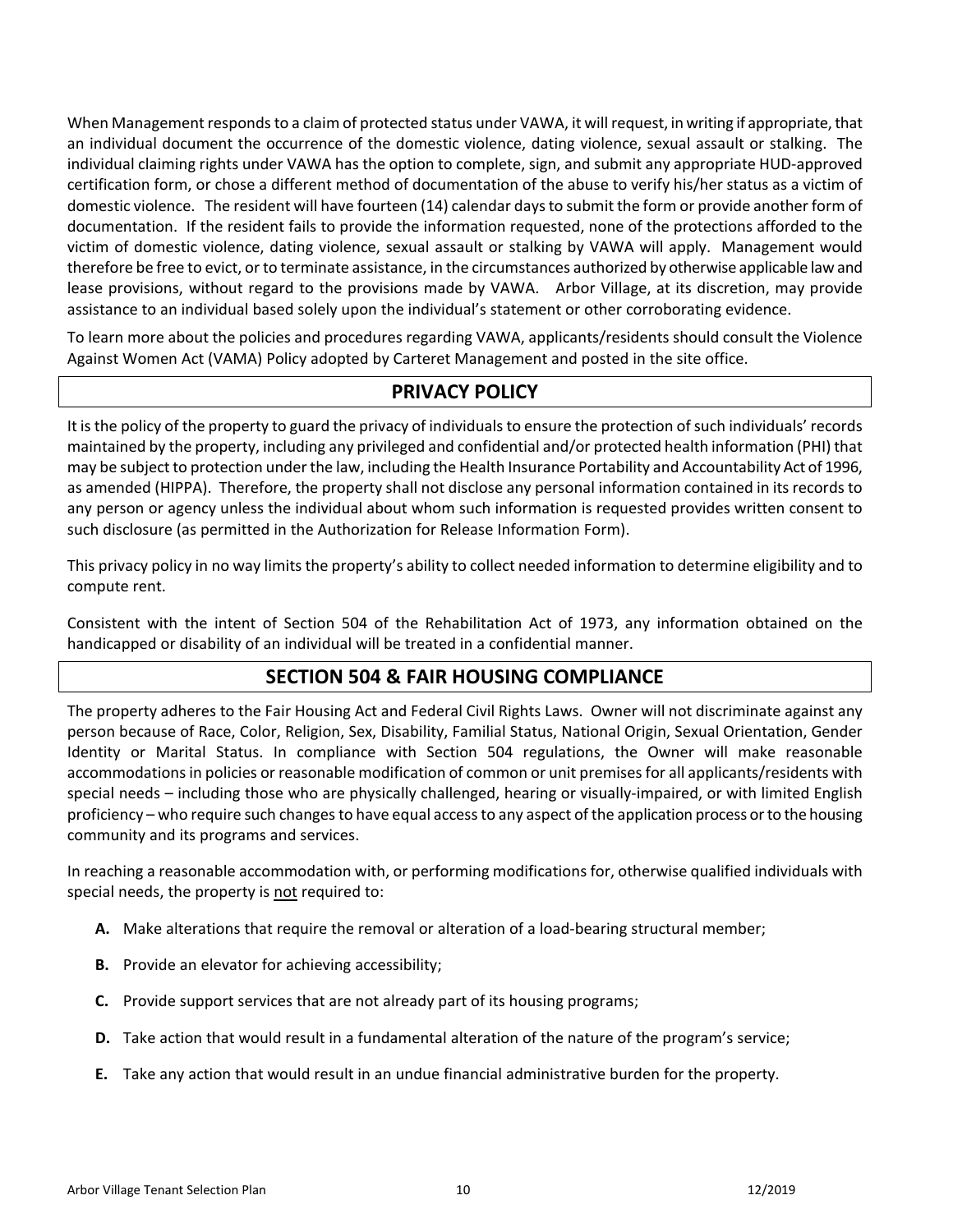When Management responds to a claim of protected status under VAWA, it will request, in writing if appropriate, that an individual document the occurrence of the domestic violence, dating violence, sexual assault or stalking. The individual claiming rights under VAWA has the option to complete, sign, and submit any appropriate HUD-approved certification form, or chose a different method of documentation of the abuse to verify his/her status as a victim of domestic violence. The resident will have fourteen (14) calendar days to submit the form or provide another form of documentation. If the resident fails to provide the information requested, none of the protections afforded to the victim of domestic violence, dating violence, sexual assault or stalking by VAWA will apply. Management would therefore be free to evict, or to terminate assistance, in the circumstances authorized by otherwise applicable law and lease provisions, without regard to the provisions made by VAWA. Arbor Village, at its discretion, may provide assistance to an individual based solely upon the individual's statement or other corroborating evidence.

To learn more about the policies and procedures regarding VAWA, applicants/residents should consult the Violence Against Women Act (VAMA) Policy adopted by Carteret Management and posted in the site office.

## PRIVACY POLICY

It is the policy of the property to guard the privacy of individuals to ensure the protection of such individuals' records maintained by the property, including any privileged and confidential and/or protected health information (PHI) that may be subject to protection under the law, including the Health Insurance Portability and Accountability Act of 1996, as amended (HIPPA). Therefore, the property shall not disclose any personal information contained in its records to any person or agency unless the individual about whom such information is requested provides written consent to such disclosure (as permitted in the Authorization for Release Information Form).

This privacy policy in no way limits the property's ability to collect needed information to determine eligibility and to compute rent.

Consistent with the intent of Section 504 of the Rehabilitation Act of 1973, any information obtained on the handicapped or disability of an individual will be treated in a confidential manner.

## SECTION 504 & FAIR HOUSING COMPLIANCE

The property adheres to the Fair Housing Act and Federal Civil Rights Laws. Owner will not discriminate against any person because of Race, Color, Religion, Sex, Disability, Familial Status, National Origin, Sexual Orientation, Gender Identity or Marital Status. In compliance with Section 504 regulations, the Owner will make reasonable accommodations in policies or reasonable modification of common or unit premises for all applicants/residents with special needs – including those who are physically challenged, hearing or visually-impaired, or with limited English proficiency – who require such changes to have equal access to any aspect of the application process or to the housing community and its programs and services.

In reaching a reasonable accommodation with, or performing modifications for, otherwise qualified individuals with special needs, the property is <u>not</u> required to:

- **A.** Make alterations that require the removal or alteration of a load-bearing structural member;
- **B.** Provide an elevator for achieving accessibility;
- **C.** Provide support services that are not already part of its housing programs;
- **D.** Take action that would result in a fundamental alteration of the nature of the program's service;
- **E.** Take any action that would result in an undue financial administrative burden for the property.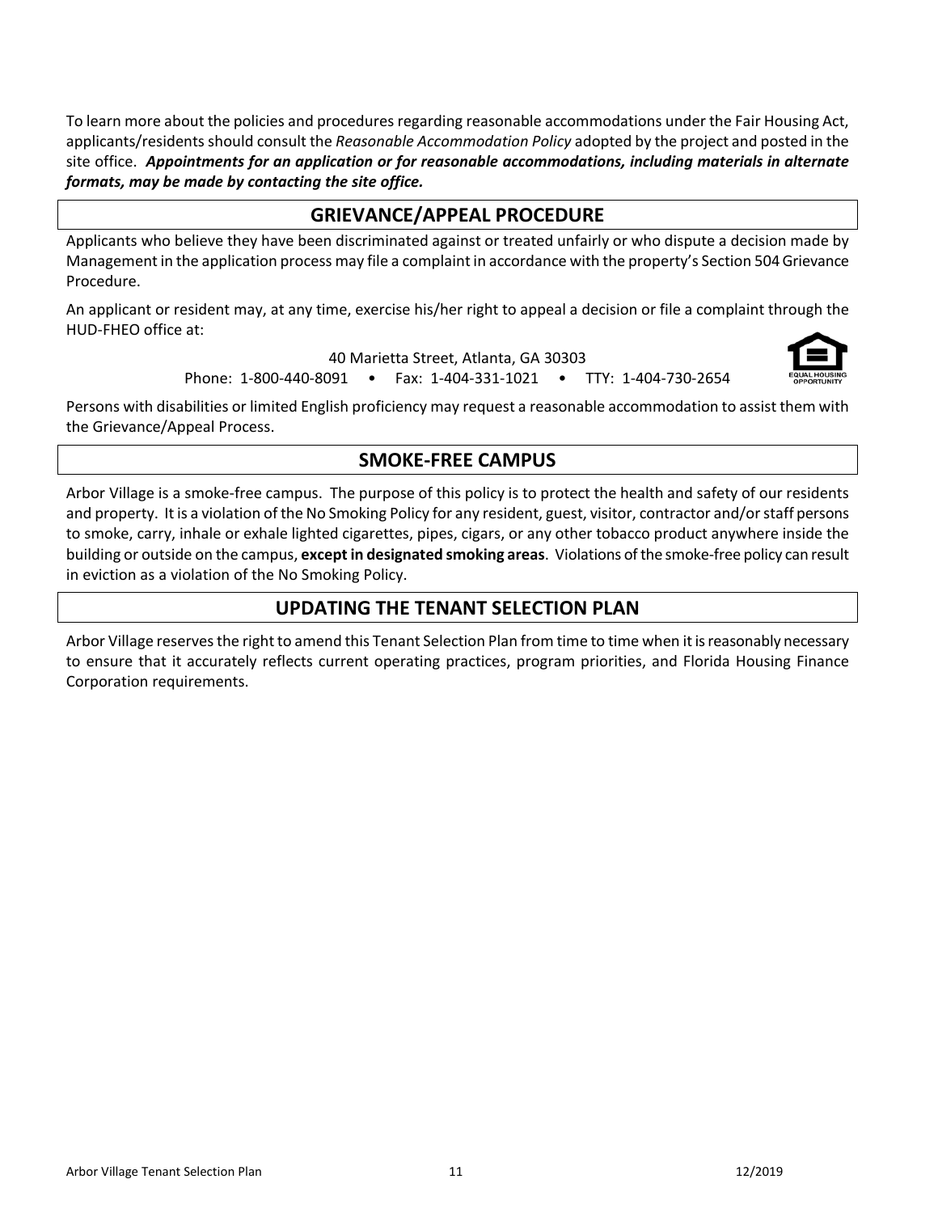To learn more about the policies and procedures regarding reasonable accommodations under the Fair Housing Act, applicants/residents should consult the *Reasonable Accommodation Policy* adopted by the project and posted in the site office. ***Appointments for an application or for reasonable accommodations, including materials in alternate formats, may be made by contacting the site office.***

## GRIEVANCE/APPEAL PROCEDURE

Applicants who believe they have been discriminated against or treated unfairly or who dispute a decision made by Management in the application process may file a complaint in accordance with the property's Section 504 Grievance Procedure.

An applicant or resident may, at any time, exercise his/her right to appeal a decision or file a complaint through the HUD-FHEO office at:

40 Marietta Street, Atlanta, GA 30303

Phone: 1-800-440-8091 • Fax: 1-404-331-1021 • TTY: 1-404-730-2654

EQUAL HOUSING OPPORTUNITY

Persons with disabilities or limited English proficiency may request a reasonable accommodation to assist them with the Grievance/Appeal Process.

## SMOKE-FREE CAMPUS

Arbor Village is a smoke-free campus. The purpose of this policy is to protect the health and safety of our residents and property. It is a violation of the No Smoking Policy for any resident, guest, visitor, contractor and/or staff persons to smoke, carry, inhale or exhale lighted cigarettes, pipes, cigars, or any other tobacco product anywhere inside the building or outside on the campus, **except in designated smoking areas**. Violations of the smoke-free policy can result in eviction as a violation of the No Smoking Policy.

## UPDATING THE TENANT SELECTION PLAN

Arbor Village reserves the right to amend this Tenant Selection Plan from time to time when it is reasonably necessary to ensure that it accurately reflects current operating practices, program priorities, and Florida Housing Finance Corporation requirements.